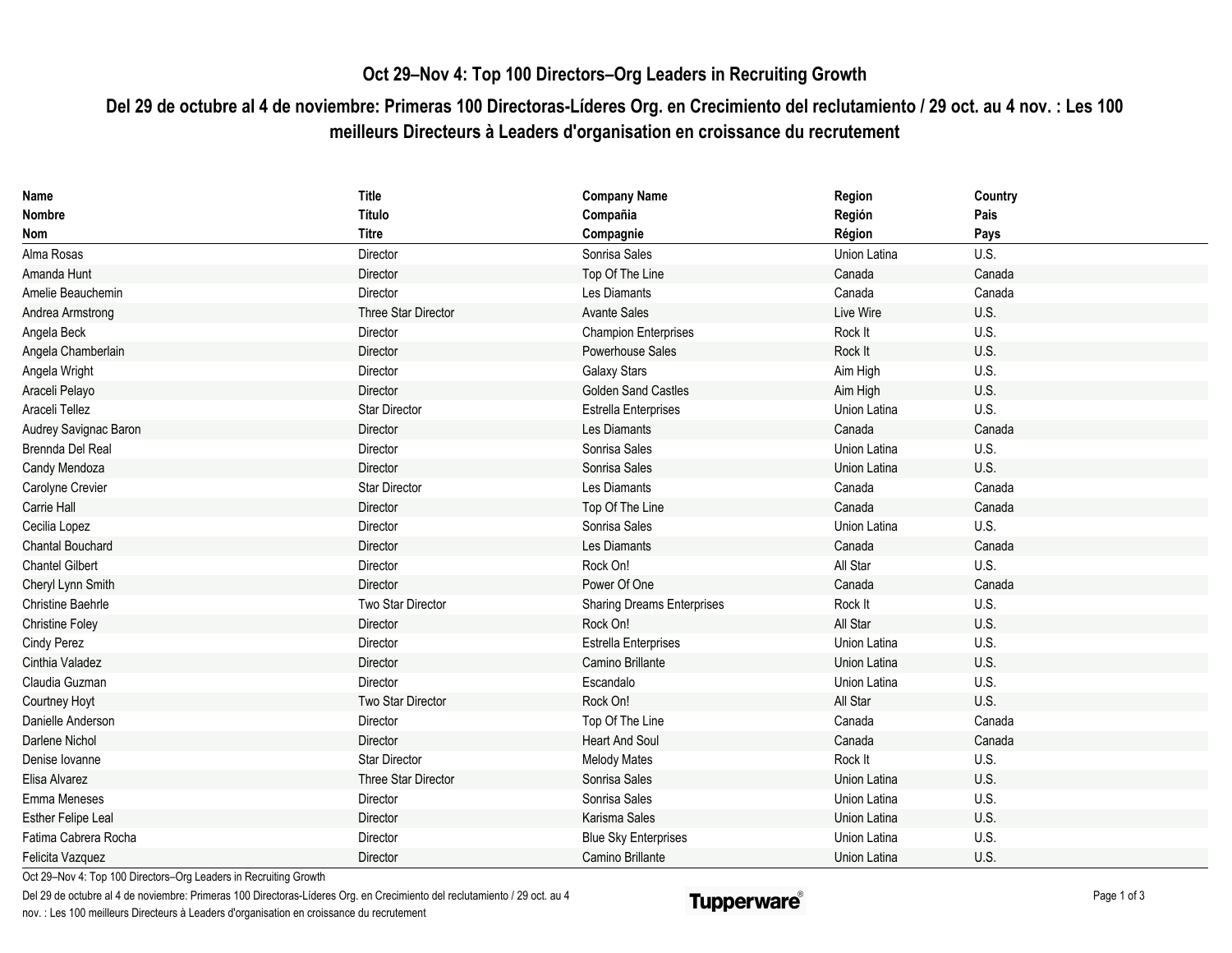# Oct 29–Nov 4: Top 100 Directors–Org Leaders in Recruiting Growth

## Del 29 de octubre al 4 de noviembre: Primeras 100 Directoras-Líderes Org. en Crecimiento del reclutamiento / 29 oct. au 4 nov. : Les 100 meilleurs Directeurs à Leaders d'organisation en croissance du recrutement

| Name<br>Nombre<br>Nom | Title<br>Título<br>Titre | Company Name<br>Compañia<br>Compagnie | Region<br>Región<br>Région | Country<br>Pais<br>Pays |
|---|---|---|---|---|
| Alma Rosas | Director | Sonrisa Sales | Union Latina | U.S. |
| Amanda Hunt | Director | Top Of The Line | Canada | Canada |
| Amelie Beauchemin | Director | Les Diamants | Canada | Canada |
| Andrea Armstrong | Three Star Director | Avante Sales | Live Wire | U.S. |
| Angela Beck | Director | Champion Enterprises | Rock It | U.S. |
| Angela Chamberlain | Director | Powerhouse Sales | Rock It | U.S. |
| Angela Wright | Director | Galaxy Stars | Aim High | U.S. |
| Araceli Pelayo | Director | Golden Sand Castles | Aim High | U.S. |
| Araceli Tellez | Star Director | Estrella Enterprises | Union Latina | U.S. |
| Audrey Savignac Baron | Director | Les Diamants | Canada | Canada |
| Brennda Del Real | Director | Sonrisa Sales | Union Latina | U.S. |
| Candy Mendoza | Director | Sonrisa Sales | Union Latina | U.S. |
| Carolyne Crevier | Star Director | Les Diamants | Canada | Canada |
| Carrie Hall | Director | Top Of The Line | Canada | Canada |
| Cecilia Lopez | Director | Sonrisa Sales | Union Latina | U.S. |
| Chantal Bouchard | Director | Les Diamants | Canada | Canada |
| Chantel Gilbert | Director | Rock On! | All Star | U.S. |
| Cheryl Lynn Smith | Director | Power Of One | Canada | Canada |
| Christine Baehrle | Two Star Director | Sharing Dreams Enterprises | Rock It | U.S. |
| Christine Foley | Director | Rock On! | All Star | U.S. |
| Cindy Perez | Director | Estrella Enterprises | Union Latina | U.S. |
| Cinthia Valadez | Director | Camino Brillante | Union Latina | U.S. |
| Claudia Guzman | Director | Escandalo | Union Latina | U.S. |
| Courtney Hoyt | Two Star Director | Rock On! | All Star | U.S. |
| Danielle Anderson | Director | Top Of The Line | Canada | Canada |
| Darlene Nichol | Director | Heart And Soul | Canada | Canada |
| Denise Iovanne | Star Director | Melody Mates | Rock It | U.S. |
| Elisa Alvarez | Three Star Director | Sonrisa Sales | Union Latina | U.S. |
| Emma Meneses | Director | Sonrisa Sales | Union Latina | U.S. |
| Esther Felipe Leal | Director | Karisma Sales | Union Latina | U.S. |
| Fatima Cabrera Rocha | Director | Blue Sky Enterprises | Union Latina | U.S. |
| Felicita Vazquez | Director | Camino Brillante | Union Latina | U.S. |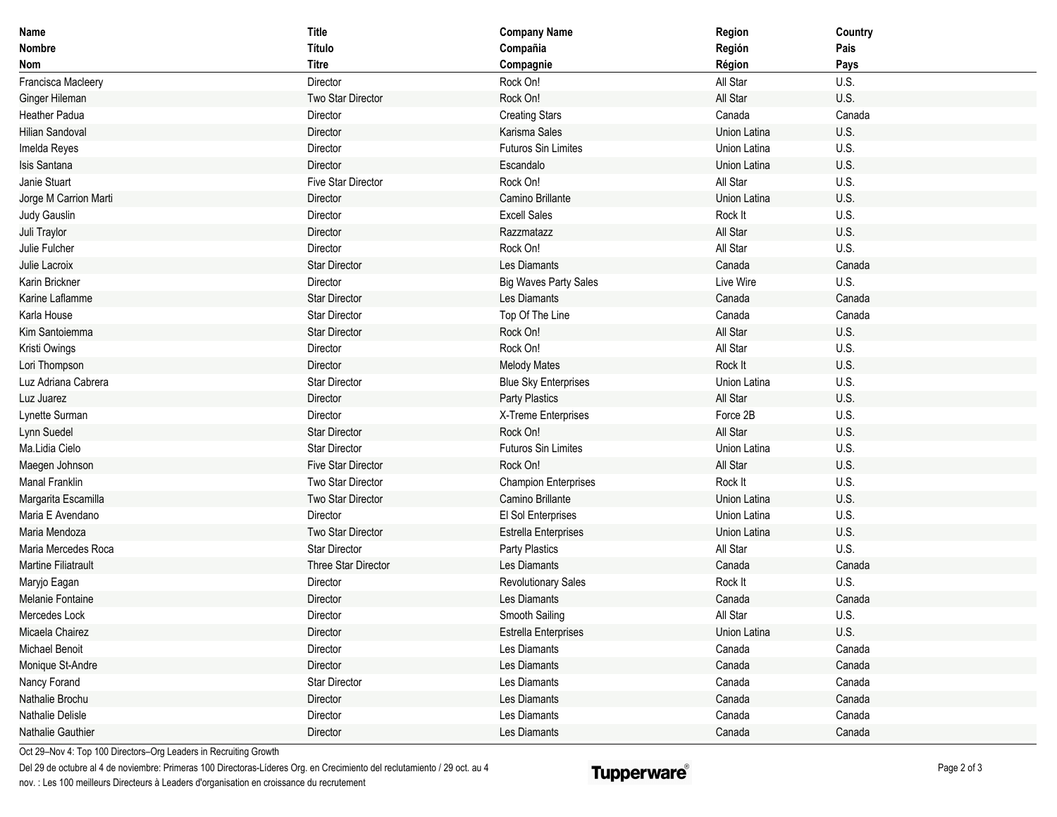| Name<br>Nombre<br>Nom | Title<br>Título<br>Titre | Company Name<br>Compañia<br>Compagnie | Region<br>Región<br>Région | Country<br>Pais<br>Pays |
|---|---|---|---|---|
| Francisca Macleery | Director | Rock On! | All Star | U.S. |
| Ginger Hileman | Two Star Director | Rock On! | All Star | U.S. |
| Heather Padua | Director | Creating Stars | Canada | Canada |
| Hilian Sandoval | Director | Karisma Sales | Union Latina | U.S. |
| Imelda Reyes | Director | Futuros Sin Limites | Union Latina | U.S. |
| Isis Santana | Director | Escandalo | Union Latina | U.S. |
| Janie Stuart | Five Star Director | Rock On! | All Star | U.S. |
| Jorge M Carrion Marti | Director | Camino Brillante | Union Latina | U.S. |
| Judy Gauslin | Director | Excell Sales | Rock It | U.S. |
| Juli Traylor | Director | Razzmatazz | All Star | U.S. |
| Julie Fulcher | Director | Rock On! | All Star | U.S. |
| Julie Lacroix | Star Director | Les Diamants | Canada | Canada |
| Karin Brickner | Director | Big Waves Party Sales | Live Wire | U.S. |
| Karine Laflamme | Star Director | Les Diamants | Canada | Canada |
| Karla House | Star Director | Top Of The Line | Canada | Canada |
| Kim Santoiemma | Star Director | Rock On! | All Star | U.S. |
| Kristi Owings | Director | Rock On! | All Star | U.S. |
| Lori Thompson | Director | Melody Mates | Rock It | U.S. |
| Luz Adriana Cabrera | Star Director | Blue Sky Enterprises | Union Latina | U.S. |
| Luz Juarez | Director | Party Plastics | All Star | U.S. |
| Lynette Surman | Director | X-Treme Enterprises | Force 2B | U.S. |
| Lynn Suedel | Star Director | Rock On! | All Star | U.S. |
| Ma.Lidia Cielo | Star Director | Futuros Sin Limites | Union Latina | U.S. |
| Maegen Johnson | Five Star Director | Rock On! | All Star | U.S. |
| Manal Franklin | Two Star Director | Champion Enterprises | Rock It | U.S. |
| Margarita Escamilla | Two Star Director | Camino Brillante | Union Latina | U.S. |
| Maria E Avendano | Director | El Sol Enterprises | Union Latina | U.S. |
| Maria Mendoza | Two Star Director | Estrella Enterprises | Union Latina | U.S. |
| Maria Mercedes Roca | Star Director | Party Plastics | All Star | U.S. |
| Martine Filiatrault | Three Star Director | Les Diamants | Canada | Canada |
| Maryjo Eagan | Director | Revolutionary Sales | Rock It | U.S. |
| Melanie Fontaine | Director | Les Diamants | Canada | Canada |
| Mercedes Lock | Director | Smooth Sailing | All Star | U.S. |
| Micaela Chairez | Director | Estrella Enterprises | Union Latina | U.S. |
| Michael Benoit | Director | Les Diamants | Canada | Canada |
| Monique St-Andre | Director | Les Diamants | Canada | Canada |
| Nancy Forand | Star Director | Les Diamants | Canada | Canada |
| Nathalie Brochu | Director | Les Diamants | Canada | Canada |
| Nathalie Delisle | Director | Les Diamants | Canada | Canada |
| Nathalie Gauthier | Director | Les Diamants | Canada | Canada |

Oct 29–Nov 4: Top 100 Directors–Org Leaders in Recruiting Growth

Del 29 de octubre al 4 de noviembre: Primeras 100 Directoras-Líderes Org. en Crecimiento del reclutamiento / 29 oct. au 4 nov. : Les 100 meilleurs Directeurs à Leaders d'organisation en croissance du recrutement

Tupperware®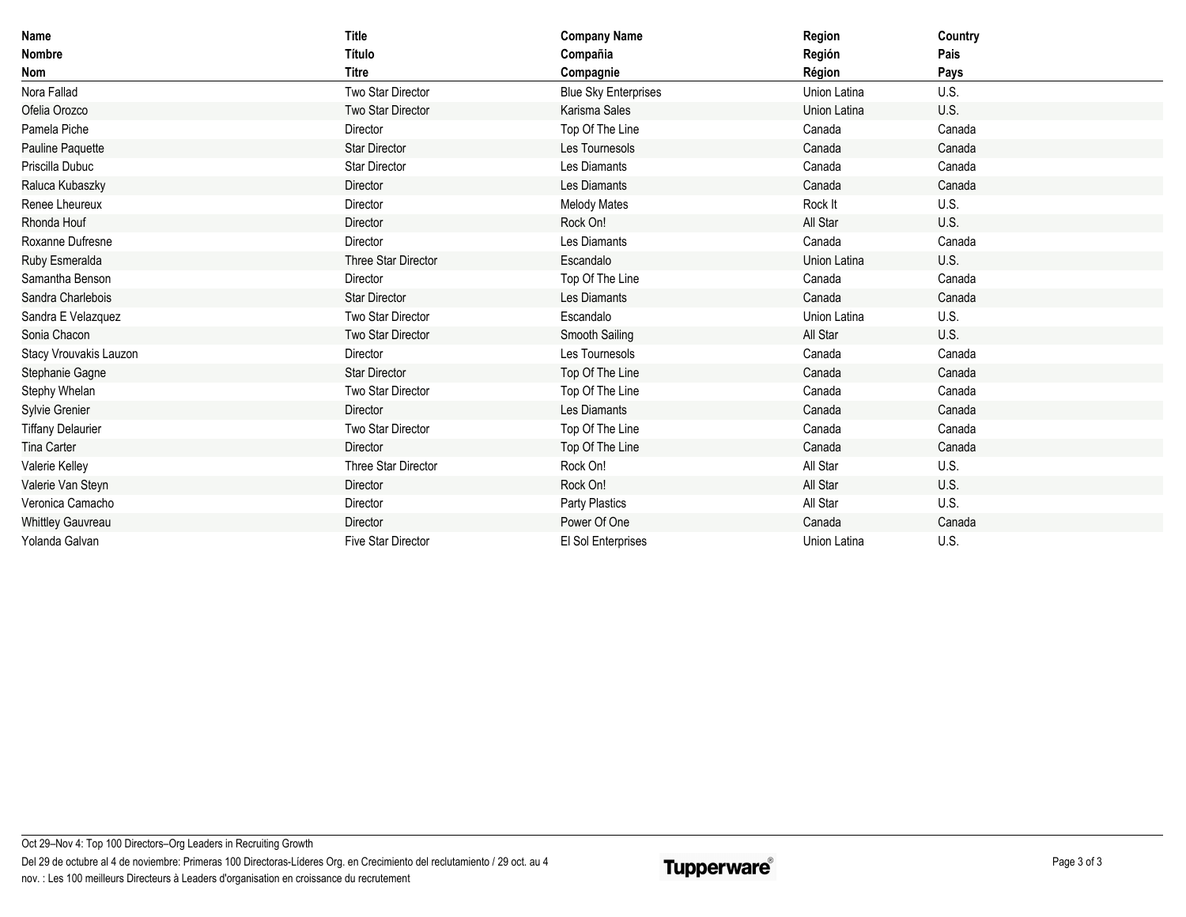| Name<br>Nombre<br>Nom | Title<br>Título<br>Titre | Company Name<br>Compañia<br>Compagnie | Region<br>Región<br>Région | Country<br>Pais<br>Pays |
|---|---|---|---|---|
| Nora Fallad | Two Star Director | Blue Sky Enterprises | Union Latina | U.S. |
| Ofelia Orozco | Two Star Director | Karisma Sales | Union Latina | U.S. |
| Pamela Piche | Director | Top Of The Line | Canada | Canada |
| Pauline Paquette | Star Director | Les Tournesols | Canada | Canada |
| Priscilla Dubuc | Star Director | Les Diamants | Canada | Canada |
| Raluca Kubaszky | Director | Les Diamants | Canada | Canada |
| Renee Lheureux | Director | Melody Mates | Rock It | U.S. |
| Rhonda Houf | Director | Rock On! | All Star | U.S. |
| Roxanne Dufresne | Director | Les Diamants | Canada | Canada |
| Ruby Esmeralda | Three Star Director | Escandalo | Union Latina | U.S. |
| Samantha Benson | Director | Top Of The Line | Canada | Canada |
| Sandra Charlebois | Star Director | Les Diamants | Canada | Canada |
| Sandra E Velazquez | Two Star Director | Escandalo | Union Latina | U.S. |
| Sonia Chacon | Two Star Director | Smooth Sailing | All Star | U.S. |
| Stacy Vrouvakis Lauzon | Director | Les Tournesols | Canada | Canada |
| Stephanie Gagne | Star Director | Top Of The Line | Canada | Canada |
| Stephy Whelan | Two Star Director | Top Of The Line | Canada | Canada |
| Sylvie Grenier | Director | Les Diamants | Canada | Canada |
| Tiffany Delaurier | Two Star Director | Top Of The Line | Canada | Canada |
| Tina Carter | Director | Top Of The Line | Canada | Canada |
| Valerie Kelley | Three Star Director | Rock On! | All Star | U.S. |
| Valerie Van Steyn | Director | Rock On! | All Star | U.S. |
| Veronica Camacho | Director | Party Plastics | All Star | U.S. |
| Whittley Gauvreau | Director | Power Of One | Canada | Canada |
| Yolanda Galvan | Five Star Director | El Sol Enterprises | Union Latina | U.S. |

Oct 29–Nov 4: Top 100 Directors–Org Leaders in Recruiting Growth
Del 29 de octubre al 4 de noviembre: Primeras 100 Directoras-Líderes Org. en Crecimiento del reclutamiento / 29 oct. au 4 nov. : Les 100 meilleurs Directeurs à Leaders d'organisation en croissance du recrutement

Tupperware®